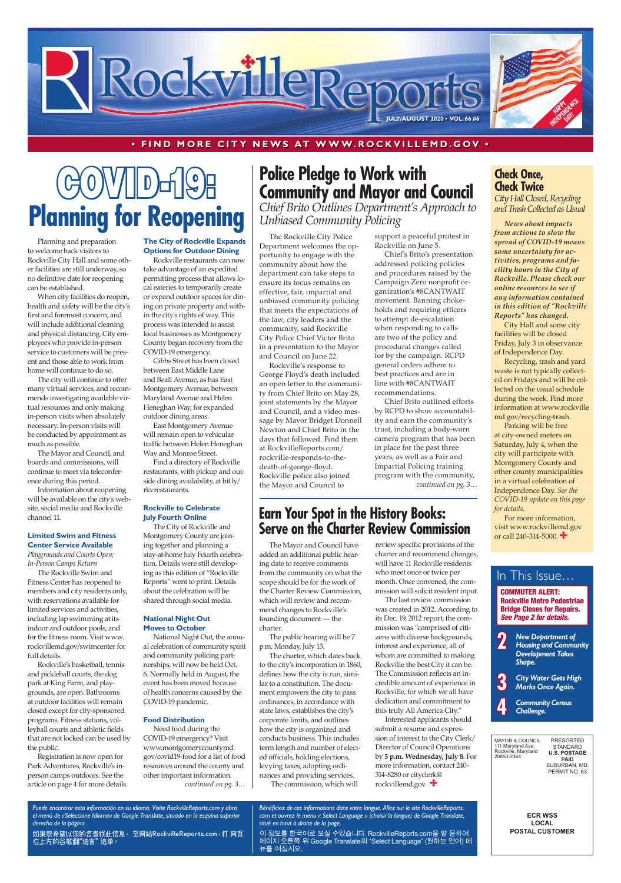# Rockville Reports

JULY/AUGUST 2020 • VOL. 66 #6

HAPPY INDEPENDENCE DAY!

• FIND MORE CITY NEWS AT WWW.ROCKVILLEMD.GOV •

# COVID-19: Planning for Reopening

Planning and preparation to welcome back visitors to Rockville City Hall and some other facilities are still underway, so no definitive date for reopening can be established.

When city facilities do reopen, health and safety will be the city's first and foremost concern, and will include additional cleaning and physical distancing. City employees who provide in-person service to customers will be present and those able to work from home will continue to do so.

The city will continue to offer many virtual services, and recommends investigating available virtual resources and only making in-person visits when absolutely necessary. In-person visits will be conducted by appointment as much as possible.

The Mayor and Council, and boards and commissions, will continue to meet via teleconference during this period.

Information about reopening will be available on the city's website, social media and Rockville channel 11.

### Limited Swim and Fitness Center Service Available

*Playgrounds and Courts Open; In-Person Camps Return*

The Rockville Swim and Fitness Center has reopened to members and city residents only, with reservations available for limited services and activities, including lap swimming at its indoor and outdoor pools, and the fitness room. Visit www.rockvillemd.gov/swimcenter for full details.

Rockville's basketball, tennis and pickleball courts, the dog park at King Farm, and playgrounds, are open. Bathrooms at outdoor facilities will remain closed except for city-sponsored programs. Fitness stations, volleyball courts and athletic fields that are not locked can be used by the public.

Registration is now open for Park Adventures, Rockville's in-person camps outdoors. See the article on page 4 for more details.

### The City of Rockville Expands Options for Outdoor Dining

Rockville restaurants can now take advantage of an expedited permitting process that allows local eateries to temporarily create or expand outdoor spaces for dining on private property and within the city's rights of way. This process was intended to assist local businesses as Montgomery County began recovery from the COVID-19 emergency.

Gibbs Street has been closed between East Middle Lane and Beall Avenue, as has East Montgomery Avenue, between Maryland Avenue and Helen Heneghan Way, for expanded outdoor dining areas.

East Montgomery Avenue will remain open to vehicular traffic between Helen Heneghan Way and Monroe Street.

Find a directory of Rockville restaurants, with pickup and outside dining availability, at bit.ly/rkvrestaurants.

### Rockville to Celebrate July Fourth Online

The City of Rockville and Montgomery County are joining together and planning a stay-at-home July Fourth celebration. Details were still developing as this edition of "Rockville Reports" went to print. Details about the celebration will be shared through social media.

### National Night Out Moves to October

National Night Out, the annual celebration of community spirit and community policing partnerships, will now be held Oct. 6. Normally held in August, the event has been moved because of health concerns caused by the COVID-19 pandemic.

### Food Distribution

Need food during the COVID-19 emergency? Visit www.montgomerycountymd.gov/covid19-food for a list of food resources around the county and other important information.

*continued on pg. 3…*

# Police Pledge to Work with Community and Mayor and Council

*Chief Brito Outlines Department's Approach to Unbiased Community Policing*

The Rockville City Police Department welcomes the opportunity to engage with the community about how the department can take steps to ensure its focus remains on effective, fair, impartial and unbiased community policing that meets the expectations of the law, city leaders and the community, said Rockville City Police Chief Victor Brito in a presentation to the Mayor and Council on June 22.

Rockville's response to George Floyd's death included an open letter to the community from Chief Brito on May 28, joint statements by the Mayor and Council, and a video message by Mayor Bridget Donnell Newton and Chief Brito in the days that followed. Find them at RockvilleReports.com/rockville-responds-to-the-death-of-george-floyd. Rockville police also joined the Mayor and Council to support a peaceful protest in Rockville on June 5.

Chief's Brito's presentation addressed policing policies and procedures raised by the Campaign Zero nonprofit organization's #8CANTWAIT movement. Banning chokeholds and requiring officers to attempt de-escalation when responding to calls are two of the policy and procedural changes called for by the campaign. RCPD general orders adhere to best practices and are in line with #8CANTWAIT recommendations.

Chief Brito outlined efforts by RCPD to show accountability and earn the community's trust, including a body-worn camera program that has been in place for the past three years, as well as a Fair and Impartial Policing training program with the community,

*continued on pg. 3…*

# Earn Your Spot in the History Books: Serve on the Charter Review Commission

The Mayor and Council have added an additional public hearing date to receive comments from the community on what the scope should be for the work of the Charter Review Commission, which will review and recommend changes to Rockville's founding document — the charter.

The public hearing will be 7 p.m. Monday, July 13.

The charter, which dates back to the city's incorporation in 1860, defines how the city is run, similar to a constitution. The document empowers the city to pass ordinances, in accordance with state laws, establishes the city's corporate limits, and outlines how the city is organized and conducts business. This includes term length and number of elected officials, holding elections, levying taxes, adopting ordinances and providing services.

The commission, which will review specific provisions of the charter and recommend changes, will have 11 Rockville residents who meet once or twice per month. Once convened, the commission will solicit resident input.

The last review commission was created in 2012. According to its Dec. 19, 2012 report, the commission was "comprised of citizens with diverse backgrounds, interest and experience, all of whom are committed to making Rockville the best City it can be. The Commission reflects an incredible amount of experience in Rockville, for which we all have dedication and commitment to this truly All America City."

Interested applicants should submit a resume and expression of interest to the City Clerk/Director of Council Operations by **5 p.m. Wednesday, July 8**. For more information, contact 240-314-8280 or cityclerk@rockvillemd.gov.

# Check Once, Check Twice

*City Hall Closed, Recycling and Trash Collected as Usual*

***News about impacts from actions to slow the spread of COVID-19 means some uncertainty for activities, programs and facility hours in the City of Rockville. Please check our online resources to see if any information contained in this edition of "Rockville Reports" has changed.***

City Hall and some city facilities will be closed Friday, July 3 in observance of Independence Day.

Recycling, trash and yard waste is not typically collected on Fridays and will be collected on the usual schedule during the week. Find more information at www.rockvillemd.gov/recycling-trash.

Parking will be free at city-owned meters on Saturday, July 4, when the city will participate with Montgomery County and other county municipalities in a virtual celebration of Independence Day. *See the COVID-19 update on this page for details.*

For more information, visit www.rockvillemd.gov or call 240-314-5000.

## In This Issue…

**COMMUTER ALERT: Rockville Metro Pedestrian Bridge Closes for Repairs. *See Page 2 for details.***

- **2** *New Department of Housing and Community Development Takes Shape.*
- **3** *City Water Gets High Marks Once Again.*
- **4** *Community Census Challenge.*

MAYOR & COUNCIL
111 Maryland Ave.
Rockville, Maryland
20850-2364

PRESORTED STANDARD
U.S. POSTAGE PAID
SUBURBAN, MD.
PERMIT NO. 63

ECR WSS
LOCAL
POSTAL CUSTOMER

*Puede encontrar esta información en su idioma. Visite RockvilleReports.com y abra el menú de «Seleccione Idioma» de Google Translate, situado en la esquina superior derecha de la página.*

如果您希望以您的言查枕此信息，至网站RockvilleReports.com，打 网页右上方的谷歌翻"选言" 选单。

*Bénéficiez de ces informations dans votre langue. Allez sur le site RockvilleReports.com et ouvrez le menu « Select Language » (choisir la langue) de Google Translate, situé en haut à droite de la page.*

이 정보를 한국어로 보실 수있습니다. RockvilleReports.com을 방 문하여 페이지 오른쪽 위 Google Translate의 "Select Language" (원하는 언어) 메뉴를 여십시오.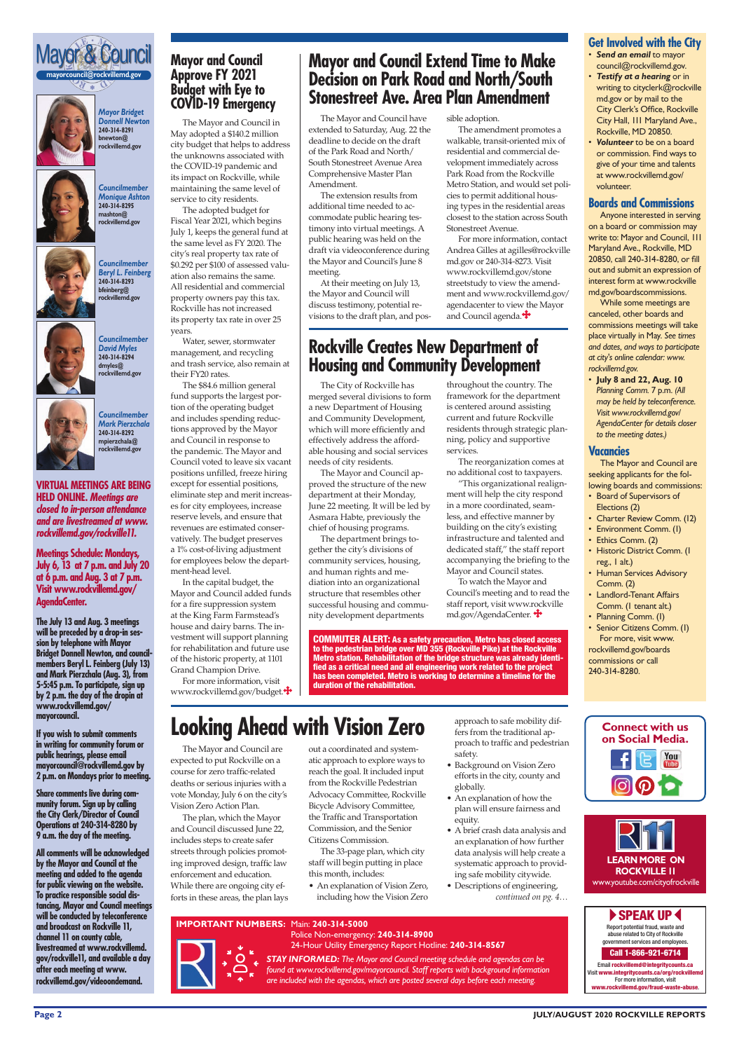# Mayor & Council

mayorcouncil@rockvillemd.gov

*Mayor Bridget Donnell Newton*
240-314-8291
bnewton@rockvillemd.gov

*Councilmember Monique Ashton*
240-314-8295
mashton@rockvillemd.gov

*Councilmember Beryl L. Feinberg*
240-314-8293
bfeinberg@rockvillemd.gov

*Councilmember David Myles*
240-314-8294
dmyles@rockvillemd.gov

*Councilmember Mark Pierzchala*
240-314-8292
mpierzchala@rockvillemd.gov

**VIRTUAL MEETINGS ARE BEING HELD ONLINE.** ***Meetings are closed to in-person attendance and are livestreamed at www.rockvillemd.gov/rockville11.***

**Meetings Schedule: Mondays, July 6, 13 at 7 p.m. and July 20 at 6 p.m. and Aug. 3 at 7 p.m. Visit www.rockvillemd.gov/AgendaCenter.**

**The July 13 and Aug. 3 meetings will be preceded by a drop-in session by telephone with Mayor Bridget Donnell Newton, and councilmembers Beryl L. Feinberg (July 13) and Mark Pierzchala (Aug. 3), from 5-5:45 p.m. To participate, sign up by 2 p.m. the day of the dropin at www.rockvillemd.gov/mayorcouncil.**

**If you wish to submit comments in writing for community forum or public hearings, please email mayorcouncil@rockvillemd.gov by 2 p.m. on Mondays prior to meeting.**

**Share comments live during community forum. Sign up by calling the City Clerk/Director of Council Operations at 240-314-8280 by 9 a.m. the day of the meeting.**

**All comments will be acknowledged by the Mayor and Council at the meeting and added to the agenda for public viewing on the website. To practice responsible social distancing, Mayor and Council meetings will be conducted by teleconference and broadcast on Rockville 11, channel 11 on county cable, livestreamed at www.rockvillemd.gov/rockville11, and available a day after each meeting at www.rockvillemd.gov/videoondemand.**

## Mayor and Council Approve FY 2021 Budget with Eye to COVID-19 Emergency

The Mayor and Council in May adopted a $140.2 million city budget that helps to address the unknowns associated with the COVID-19 pandemic and its impact on Rockville, while maintaining the same level of service to city residents.

The adopted budget for Fiscal Year 2021, which begins July 1, keeps the general fund at the same level as FY 2020. The city's real property tax rate of $0.292 per $100 of assessed valuation also remains the same. All residential and commercial property owners pay this tax. Rockville has not increased its property tax rate in over 25 years.

Water, sewer, stormwater management, and recycling and trash service, also remain at their FY20 rates.

The $84.6 million general fund supports the largest portion of the operating budget and includes spending reductions approved by the Mayor and the Council in response to the pandemic. The Mayor and Council voted to leave six vacant positions unfilled, freeze hiring except for essential positions, eliminate step and merit increases for city employees, increase reserve levels, and ensure that revenues are estimated conservatively. The budget preserves a 1% cost-of-living adjustment for employees below the department-head level.

In the capital budget, the Mayor and Council added funds for a fire suppression system at the King Farm Farmstead's house and dairy barns. The investment will support planning for rehabilitation and future use of the historic property, at 1101 Grand Champion Drive.

For more information, visit www.rockvillemd.gov/budget.

## Mayor and Council Extend Time to Make Decision on Park Road and North/South Stonestreet Ave. Area Plan Amendment

The Mayor and Council have extended to Saturday, Aug. 22 the deadline to decide on the draft of the Park Road and North/South Stonestreet Avenue Area Comprehensive Master Plan Amendment.

The extension results from additional time needed to accommodate public hearing testimony into virtual meetings. A public hearing was held on the draft via videoconference during the Mayor and Council's June 8 meeting.

At their meeting on July 13, the Mayor and Council will discuss testimony, potential revisions to the draft plan, and possible adoption.

The amendment promotes a walkable, transit-oriented mix of residential and commercial development immediately across Park Road from the Rockville Metro Station, and would set policies to permit additional housing types in the residential areas closest to the station across South Stonestreet Avenue.

For more information, contact Andrea Gilles at agilles@rockvillemd.gov or 240-314-8273. Visit www.rockvillemd.gov/stonestreetstudy to view the amendment and www.rockvillemd.gov/agendacenter to view the Mayor and Council agenda.

## Rockville Creates New Department of Housing and Community Development

The City of Rockville has merged several divisions to form a new Department of Housing and Community Development, which will more efficiently and effectively address the affordable housing and social services needs of city residents.

The Mayor and Council approved the structure of the new department at their Monday, June 22 meeting. It will be led by Asmara Habte, previously the chief of housing programs.

The department brings together the city's divisions of community services, housing, and human rights and mediation into an organizational structure that resembles other successful housing and community development departments throughout the country. The framework for the department is centered around assisting current and future Rockville residents through strategic planning, policy and supportive services.

The reorganization comes at no additional cost to taxpayers.

"This organizational realignment will help the city respond in a more coordinated, seamless, and effective manner by building on the city's existing infrastructure and talented and dedicated staff," the staff report accompanying the briefing to the Mayor and Council states.

To watch the Mayor and Council's meeting and to read the staff report, visit www.rockvillemd.gov/AgendaCenter.

**COMMUTER ALERT: As a safety precaution, Metro has closed access to the pedestrian bridge over MD 355 (Rockville Pike) at the Rockville Metro station. Rehabilitation of the bridge structure was already identified as a critical need and all engineering work related to the project has been completed. Metro is working to determine a timeline for the duration of the rehabilitation.**

## Looking Ahead with Vision Zero

The Mayor and Council are expected to put Rockville on a course for zero traffic-related deaths or serious injuries with a vote Monday, July 6 on the city's Vision Zero Action Plan.

The plan, which the Mayor and Council discussed June 22, includes steps to create safer streets through policies promoting improved design, traffic law enforcement and education. While there are ongoing city efforts in these areas, the plan lays out a coordinated and systematic approach to explore ways to reach the goal. It included input from the Rockville Pedestrian Advocacy Committee, Rockville Bicycle Advisory Committee, the Traffic and Transportation Commission, and the Senior Citizens Commission.

The 33-page plan, which city staff will begin putting in place this month, includes:

- An explanation of Vision Zero, including how the Vision Zero approach to safe mobility differs from the traditional approach to traffic and pedestrian safety.
- Background on Vision Zero efforts in the city, county and globally.
- An explanation of how the plan will ensure fairness and equity.
- A brief crash data analysis and an explanation of how further data analysis will help create a systematic approach to providing safe mobility citywide.
- Descriptions of engineering,

*continued on pg. 4…*

## Get Involved with the City

- ***Send an email*** to mayorcouncil@rockvillemd.gov.
- ***Testify at a hearing*** or in writing to cityclerk@rockvillemd.gov or by mail to the City Clerk's Office, Rockville City Hall, 111 Maryland Ave., Rockville, MD 20850.
- ***Volunteer*** to be on a board or commission. Find ways to give of your time and talents at www.rockvillemd.gov/volunteer.

## Boards and Commissions

Anyone interested in serving on a board or commission may write to: Mayor and Council, 111 Maryland Ave., Rockville, MD 20850, call 240-314-8280, or fill out and submit an expression of interest form at www.rockvillemd.gov/boardscommissions.

While some meetings are canceled, other boards and commissions meetings will take place virtually in May. *See times and dates, and ways to participate at city's online calendar: www.rockvillemd.gov.*

- **July 8 and 22, Aug. 10** *Planning Comm. 7 p.m. (All may be held by teleconference. Visit www.rockvillemd.gov/AgendaCenter for details closer to the meeting dates.)*

## Vacancies

The Mayor and Council are seeking applicants for the following boards and commissions:

- Board of Supervisors of Elections (2)
- Charter Review Comm. (12)
- Environment Comm. (1)
- Ethics Comm. (2)
- Historic District Comm. (1 reg., 1 alt.)
- Human Services Advisory Comm. (2)
- Landlord-Tenant Affairs Comm. (1 tenant alt.)
- Planning Comm. (1)
- Senior Citizens Comm. (1)

For more, visit www.rockvillemd.gov/boardscommissions or call 240-314-8280.

**Connect with us on Social Media.**

**LEARN MORE ON ROCKVILLE 11**
www.youtube.com/cityofrockville

**SPEAK UP**
Report potential fraud, waste and abuse related to City of Rockville government services and employees.
**Call 1-866-921-6714**
Email **rockvillemd@integritycounts.ca**
Visit **www.integritycounts.ca/org/rockvillemd**
For more information, visit
**www.rockvillemd.gov/fraud-waste-abuse.**

**IMPORTANT NUMBERS:** Main: **240-314-5000**
Police Non-emergency: **240-314-8900**
24-Hour Utility Emergency Report Hotline: **240-314-8567**

***STAY INFORMED:*** *The Mayor and Council meeting schedule and agendas can be found at www.rockvillemd.gov/mayorcouncil. Staff reports with background information are included with the agendas, which are posted several days before each meeting.*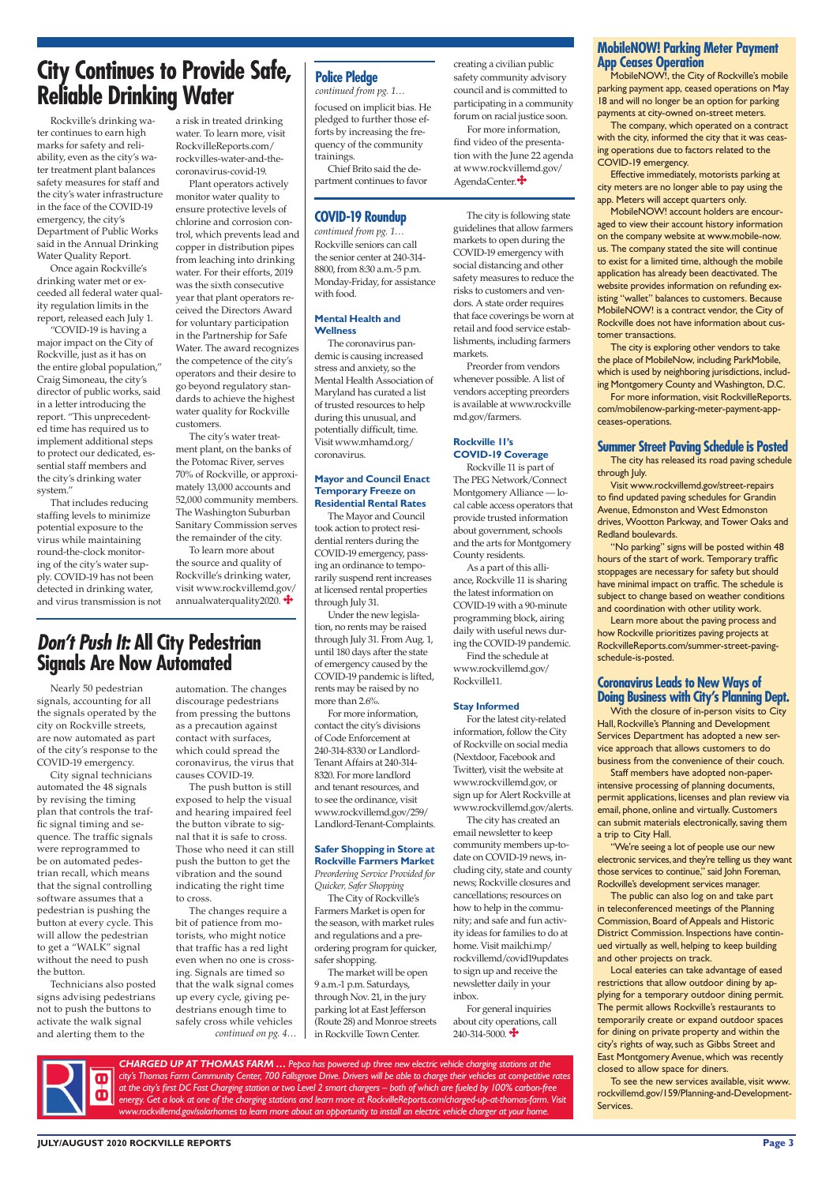# City Continues to Provide Safe, Reliable Drinking Water

Rockville's drinking water continues to earn high marks for safety and reliability, even as the city's water treatment plant balances safety measures for staff and the city's water infrastructure in the face of the COVID-19 emergency, the city's Department of Public Works said in the Annual Drinking Water Quality Report.

Once again Rockville's drinking water met or exceeded all federal water quality regulation limits in the report, released each July 1.

"COVID-19 is having a major impact on the City of Rockville, just as it has on the entire global population," Craig Simoneau, the city's director of public works, said in a letter introducing the report. "This unprecedented time has required us to implement additional steps to protect our dedicated, essential staff members and the city's drinking water system."

That includes reducing staffing levels to minimize potential exposure to the virus while maintaining round-the-clock monitoring of the city's water supply. COVID-19 has not been detected in drinking water, and virus transmission is not a risk in treated drinking water. To learn more, visit RockvilleReports.com/rockvilles-water-and-the-coronavirus-covid-19.

Plant operators actively monitor water quality to ensure protective levels of chlorine and corrosion control, which prevents lead and copper in distribution pipes from leaching into drinking water. For their efforts, 2019 was the sixth consecutive year that plant operators received the Directors Award for voluntary participation in the Partnership for Safe Water. The award recognizes the competence of the city's operators and their desire to go beyond regulatory standards to achieve the highest water quality for Rockville customers.

The city's water treatment plant, on the banks of the Potomac River, serves 70% of Rockville, or approximately 13,000 accounts and 52,000 community members. The Washington Suburban Sanitary Commission serves the remainder of the city.

To learn more about the source and quality of Rockville's drinking water, visit www.rockvillemd.gov/annualwaterquality2020.

# *Don't Push It:* All City Pedestrian Signals Are Now Automated

Nearly 50 pedestrian signals, accounting for all the signals operated by the city on Rockville streets, are now automated as part of the city's response to the COVID-19 emergency.

City signal technicians automated the 48 signals by revising the timing plan that controls the traffic signal timing and sequence. The traffic signals were reprogrammed to be on automated pedestrian recall, which means that the signal controlling software assumes that a pedestrian is pushing the button at every cycle. This will allow the pedestrian to get a "WALK" signal without the need to push the button.

Technicians also posted signs advising pedestrians not to push the buttons to activate the walk signal and alerting them to the automation. The changes discourage pedestrians from pressing the buttons as a precaution against contact with surfaces, which could spread the coronavirus, the virus that causes COVID-19.

The push button is still exposed to help the visual and hearing impaired feel the button vibrate to signal that it is safe to cross. Those who need it can still push the button to get the vibration and the sound indicating the right time to cross.

The changes require a bit of patience from motorists, who might notice that traffic has a red light even when no one is crossing. Signals are timed so that the walk signal comes up every cycle, giving pedestrians enough time to safely cross while vehicles

*continued on pg. 4…*

## Police Pledge

*continued from pg. 1…*

focused on implicit bias. He pledged to further those efforts by increasing the frequency of the community trainings.

Chief Brito said the department continues to favor creating a civilian public safety community advisory council and is committed to participating in a community forum on racial justice soon.

For more information, find video of the presentation with the June 22 agenda at www.rockvillemd.gov/AgendaCenter.

## COVID-19 Roundup

*continued from pg. 1…*

Rockville seniors can call the senior center at 240-314-8800, from 8:30 a.m.-5 p.m. Monday-Friday, for assistance with food.

### Mental Health and Wellness

The coronavirus pandemic is causing increased stress and anxiety, so the Mental Health Association of Maryland has curated a list of trusted resources to help during this unusual, and potentially difficult, time. Visit www.mhamd.org/coronavirus.

### Mayor and Council Enact Temporary Freeze on Residential Rental Rates

The Mayor and Council took action to protect residential renters during the COVID-19 emergency, passing an ordinance to temporarily suspend rent increases at licensed rental properties through July 31.

Under the new legislation, no rents may be raised through July 31. From Aug. 1, until 180 days after the state of emergency caused by the COVID-19 pandemic is lifted, rents may be raised by no more than 2.6%.

For more information, contact the city's divisions of Code Enforcement at 240-314-8330 or Landlord-Tenant Affairs at 240-314-8320. For more landlord and tenant resources, and to see the ordinance, visit www.rockvillemd.gov/259/Landlord-Tenant-Complaints.

### Safer Shopping in Store at Rockville Farmers Market

*Preordering Service Provided for Quicker, Safer Shopping*

The City of Rockville's Farmers Market is open for the season, with market rules and regulations and a preordering program for quicker, safer shopping.

The market will be open 9 a.m.-1 p.m. Saturdays, through Nov. 21, in the jury parking lot at East Jefferson (Route 28) and Monroe streets in Rockville Town Center.

The city is following state guidelines that allow farmers markets to open during the COVID-19 emergency with social distancing and other safety measures to reduce the risks to customers and vendors. A state order requires that face coverings be worn at retail and food service establishments, including farmers markets.

Preorder from vendors whenever possible. A list of vendors accepting preorders is available at www.rockvillemd.gov/farmers.

### Rockville 11's COVID-19 Coverage

Rockville 11 is part of The PEG Network/Connect Montgomery Alliance — local cable access operators that provide trusted information about government, schools and the arts for Montgomery County residents.

As a part of this alliance, Rockville 11 is sharing the latest information on COVID-19 with a 90-minute programming block, airing daily with useful news during the COVID-19 pandemic.

Find the schedule at www.rockvillemd.gov/Rockville11.

### Stay Informed

For the latest city-related information, follow the City of Rockville on social media (Nextdoor, Facebook and Twitter), visit the website at www.rockvillemd.gov, or sign up for Alert Rockville at www.rockvillemd.gov/alerts.

The city has created an email newsletter to keep community members up-to-date on COVID-19 news, including city, state and county news; Rockville closures and cancellations; resources on how to help in the community; and safe and fun activity ideas for families to do at home. Visit mailchi.mp/rockvillemd/covid19updates to sign up and receive the newsletter daily in your inbox.

For general inquiries about city operations, call 240-314-5000.

## MobileNOW! Parking Meter Payment App Ceases Operation

MobileNOW!, the City of Rockville's mobile parking payment app, ceased operations on May 18 and will no longer be an option for parking payments at city-owned on-street meters.

The company, which operated on a contract with the city, informed the city that it was ceasing operations due to factors related to the COVID-19 emergency.

Effective immediately, motorists parking at city meters are no longer able to pay using the app. Meters will accept quarters only.

MobileNOW! account holders are encouraged to view their account history information on the company website at www.mobile-now.us. The company stated the site will continue to exist for a limited time, although the mobile application has already been deactivated. The website provides information on refunding existing "wallet" balances to customers. Because MobileNOW! is a contract vendor, the City of Rockville does not have information about customer transactions.

The city is exploring other vendors to take the place of MobileNow, including ParkMobile, which is used by neighboring jurisdictions, including Montgomery County and Washington, D.C.

For more information, visit RockvilleReports.com/mobilenow-parking-meter-payment-app-ceases-operations.

## Summer Street Paving Schedule is Posted

The city has released its road paving schedule through July.

Visit www.rockvillemd.gov/street-repairs to find updated paving schedules for Grandin Avenue, Edmonston and West Edmonston drives, Wootton Parkway, and Tower Oaks and Redland boulevards.

"No parking" signs will be posted within 48 hours of the start of work. Temporary traffic stoppages are necessary for safety but should have minimal impact on traffic. The schedule is subject to change based on weather conditions and coordination with other utility work.

Learn more about the paving process and how Rockville prioritizes paving projects at RockvilleReports.com/summer-street-paving-schedule-is-posted.

## Coronavirus Leads to New Ways of Doing Business with City's Planning Dept.

With the closure of in-person visits to City Hall, Rockville's Planning and Development Services Department has adopted a new service approach that allows customers to do business from the convenience of their couch.

Staff members have adopted non-paper-intensive processing of planning documents, permit applications, licenses and plan review via email, phone, online and virtually. Customers can submit materials electronically, saving them a trip to City Hall.

"We're seeing a lot of people use our new electronic services, and they're telling us they want those services to continue," said John Foreman, Rockville's development services manager.

The public can also log on and take part in teleconferenced meetings of the Planning Commission, Board of Appeals and Historic District Commission. Inspections have continued virtually as well, helping to keep building and other projects on track.

Local eateries can take advantage of eased restrictions that allow outdoor dining by applying for a temporary outdoor dining permit. The permit allows Rockville's restaurants to temporarily create or expand outdoor spaces for dining on private property and within the city's rights of way, such as Gibbs Street and East Montgomery Avenue, which was recently closed to allow space for diners.

To see the new services available, visit www.rockvillemd.gov/159/Planning-and-Development-Services.

***CHARGED UP AT THOMAS FARM …*** *Pepco has powered up three new electric vehicle charging stations at the city's Thomas Farm Community Center, 700 Fallsgrove Drive. Drivers will be able to charge their vehicles at competitive rates at the city's first DC Fast Charging station or two Level 2 smart chargers – both of which are fueled by 100% carbon-free energy. Get a look at one of the charging stations and learn more at RockvilleReports.com/charged-up-at-thomas-farm. Visit www.rockvillemd.gov/solarhomes to learn more about an opportunity to install an electric vehicle charger at your home.*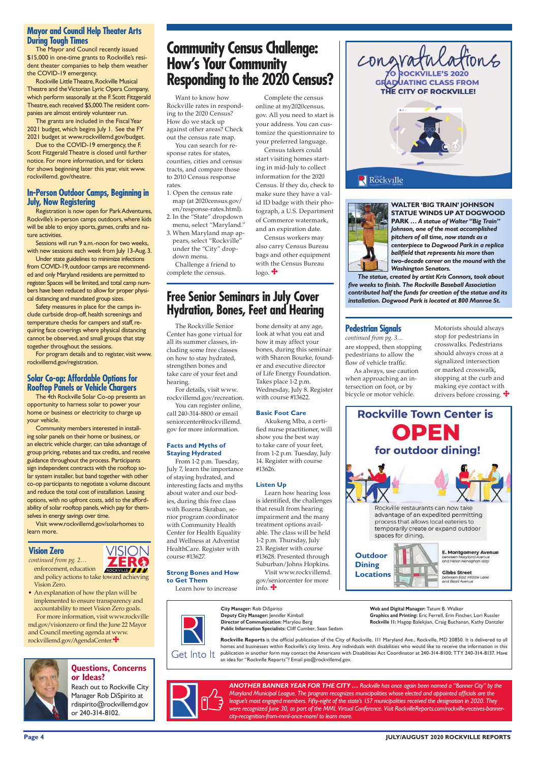## Mayor and Council Help Theater Arts During Tough Times

The Mayor and Council recently issued $15,000 in one-time grants to Rockville's resident theater companies to help them weather the COVID-19 emergency.

Rockville Little Theatre, Rockville Musical Theatre and the Victorian Lyric Opera Company, which perform seasonally at the F. Scott Fitzgerald Theatre, each received $5,000. The resident companies are almost entirely volunteer run.

The grants are included in the Fiscal Year 2021 budget, which begins July 1. See the FY 2021 budget at www.rockvillemd.gov/budget.

Due to the COVID-19 emergency, the F. Scott Fitzgerald Theatre is closed until further notice. For more information, and for tickets for shows beginning later this year, visit www.rockvillemd.gov/theatre.

## In-Person Outdoor Camps, Beginning in July, Now Registering

Registration is now open for Park Adventures, Rockville's in-person camps outdoors, where kids will be able to enjoy sports, games, crafts and nature activities.

Sessions will run 9 a.m.-noon for two weeks, with new sessions each week from July 13-Aug. 3.

Under state guidelines to minimize infections from COVID-19, outdoor camps are recommended and only Maryland residents are permitted to register. Spaces will be limited, and total camp numbers have been reduced to allow for proper physical distancing and mandated group sizes.

Safety measures in place for the camps include curbside drop-off, health screenings and temperature checks for campers and staff, requiring face coverings where physical distancing cannot be observed, and small groups that stay together throughout the sessions.

For program details and to register, visit www.rockvillemd.gov/registration.

## Solar Co-op: Affordable Options for Rooftop Panels or Vehicle Chargers

The 4th Rockville Solar Co-op presents an opportunity to harness solar to power your home or business or electricity to charge up your vehicle.

Community members interested in installing solar panels on their home or business, or an electric vehicle charger, can take advantage of group pricing, rebates and tax credits, and receive guidance throughout the process. Participants sign independent contracts with the rooftop solar system installer, but band together with other co-op participants to negotiate a volume discount and reduce the total cost of installation. Leasing options, with no upfront costs, add to the affordability of solar rooftop panels, which pay for themselves in energy savings over time.

Visit www.rockvillemd.gov/solarhomes to learn more.

## Vision Zero

*continued from pg. 2…*

enforcement, education and policy actions to take toward achieving Vision Zero.

- An explanation of how the plan will be implemented to ensure transparency and accountability to meet Vision Zero goals.

For more information, visit www.rockvillemd.gov/visionzero or find the June 22 Mayor and Council meeting agenda at www.rockvillemd.gov/AgendaCenter.

## Questions, Concerns or Ideas?

Reach out to Rockville City Manager Rob DiSpirito at rdispirito@rockvillemd.gov or 240-314-8102.

# Community Census Challenge: How's Your Community Responding to the 2020 Census?

Want to know how Rockville rates in responding to the 2020 Census? How do we stack up against other areas? Check out the census rate map.

You can search for response rates for states, counties, cities and census tracts, and compare those to 2010 Census response rates.

1. Open the census rate map (at 2020census.gov/en/response-rates.html).
2. In the "State" dropdown menu, select "Maryland."
3. When Maryland map appears, select "Rockville" under the "City" dropdown menu.

Challenge a friend to complete the census.

Complete the census online at my2020census.gov. All you need to start is your address. You can customize the questionnaire to your preferred language.

Census takers could start visiting homes starting in mid-July to collect information for the 2020 Census. If they do, check to make sure they have a valid ID badge with their photograph, a U.S. Department of Commerce watermark, and an expiration date.

Census workers may also carry Census Bureau bags and other equipment with the Census Bureau logo.

# Free Senior Seminars in July Cover Hydration, Bones, Feet and Hearing

The Rockville Senior Center has gone virtual for all its summer classes, including some free classes on how to stay hydrated, strengthen bones and take care of your feet and hearing.

For details, visit www.rockvillemd.gov/recreation.

You can register online, call 240-314-8800 or email seniorcenter@rockvillemd.gov for more information.

### Facts and Myths of Staying Hydrated

From 1-2 p.m. Tuesday, July 7, learn the importance of staying hydrated, and interesting facts and myths about water and our bodies, during this free class with Bozena Skraban, senior program coordinator with Community Health Center for Health Equality and Wellness at Adventist HealthCare. Register with course #13627.

### Strong Bones and How to Get Them

Learn how to increase bone density at any age, look at what you eat and how it may affect your bones, during this seminar with Sharon Bourke, founder and executive director of Life Energy Foundation. Takes place 1-2 p.m. Wednesday, July 8. Register with course #13622.

### Basic Foot Care

Akukeng Mba, a certified nurse practitioner, will show you the best way to take care of your feet, from 1-2 p.m. Tuesday, July 14. Register with course #13626.

### Listen Up

Learn how hearing loss is identified, the challenges that result from hearing impairment and the many treatment options available. The class will be held 1-2 p.m. Thursday, July 23. Register with course #13628. Presented through Suburban/Johns Hopkins.

Visit www.rockvillemd.gov/seniorcenter for more info.

Congratulations to Rockville's 2020 Graduating Class from the City of Rockville!

**WALTER 'BIG TRAIN' JOHNSON STATUE WINDS UP AT DOGWOOD PARK …** ***A statue of Walter "Big Train" Johnson, one of the most accomplished pitchers of all time, now stands as a centerpiece to Dogwood Park in a replica ballfield that represents his more than two-decade career on the mound with the Washington Senators.***

***The statue, created by artist Kris Connors, took about five weeks to finish. The Rockville Baseball Association contributed half the funds for creation of the statue and its installation. Dogwood Park is located at 800 Monroe St.***

## Pedestrian Signals

*continued from pg. 3…*

are stopped, then stopping pedestrians to allow the flow of vehicle traffic.

As always, use caution when approaching an intersection on foot, or by bicycle or motor vehicle.

Motorists should always stop for pedestrians in crosswalks. Pedestrians should always cross at a signalized intersection or marked crosswalk, stopping at the curb and making eye contact with drivers before crossing.

## Rockville Town Center is OPEN for outdoor dining!

Rockville restaurants can now take advantage of an expedited permitting process that allows local eateries to temporarily create or expand outdoor spaces for dining.

**Outdoor Dining Locations**

**E. Montgomery Avenue** between Maryland Avenue and Helen Heneghan Way

**Gibbs Street** between East Middle Lane and Beall Avenue

**City Manager:** Rob DiSpirito
**Deputy City Manager:** Jennifer Kimball
**Director of Communication:** Marylou Berg
**Public Information Specialists:** Cliff Cumber, Sean Sedam

**Web and Digital Manager:** Tatum B. Walker
**Graphics and Printing:** Eric Ferrell, Erin Fincher, Lori Russler
**Rockville 11:** Hagop Balekjian, Craig Buchanan, Kathy Dantzler

**Rockville Reports** is the official publication of the City of Rockville, 111 Maryland Ave., Rockville, MD 20850. It is delivered to all homes and businesses within Rockville's city limits. Any individuals with disabilities who would like to receive the information in this publication in another form may contact the Americans with Disabilities Act Coordinator at 240-314-8100; TTY 240-314-8137. Have an idea for "Rockville Reports"? Email pio@rockvillemd.gov.

***ANOTHER BANNER YEAR FOR THE CITY … Rockville has once again been named a "Banner City" by the Maryland Municipal League. The program recognizes municipalities whose elected and appointed officials are the league's most engaged members. Fifty-eight of the state's 157 municipalities received the designation in 2020. They were recognized June 30, as part of the MML Virtual Conference. Visit RockvilleReports.com/rockville-receives-banner-city-recognition-from-mml-once-more/ to learn more.***